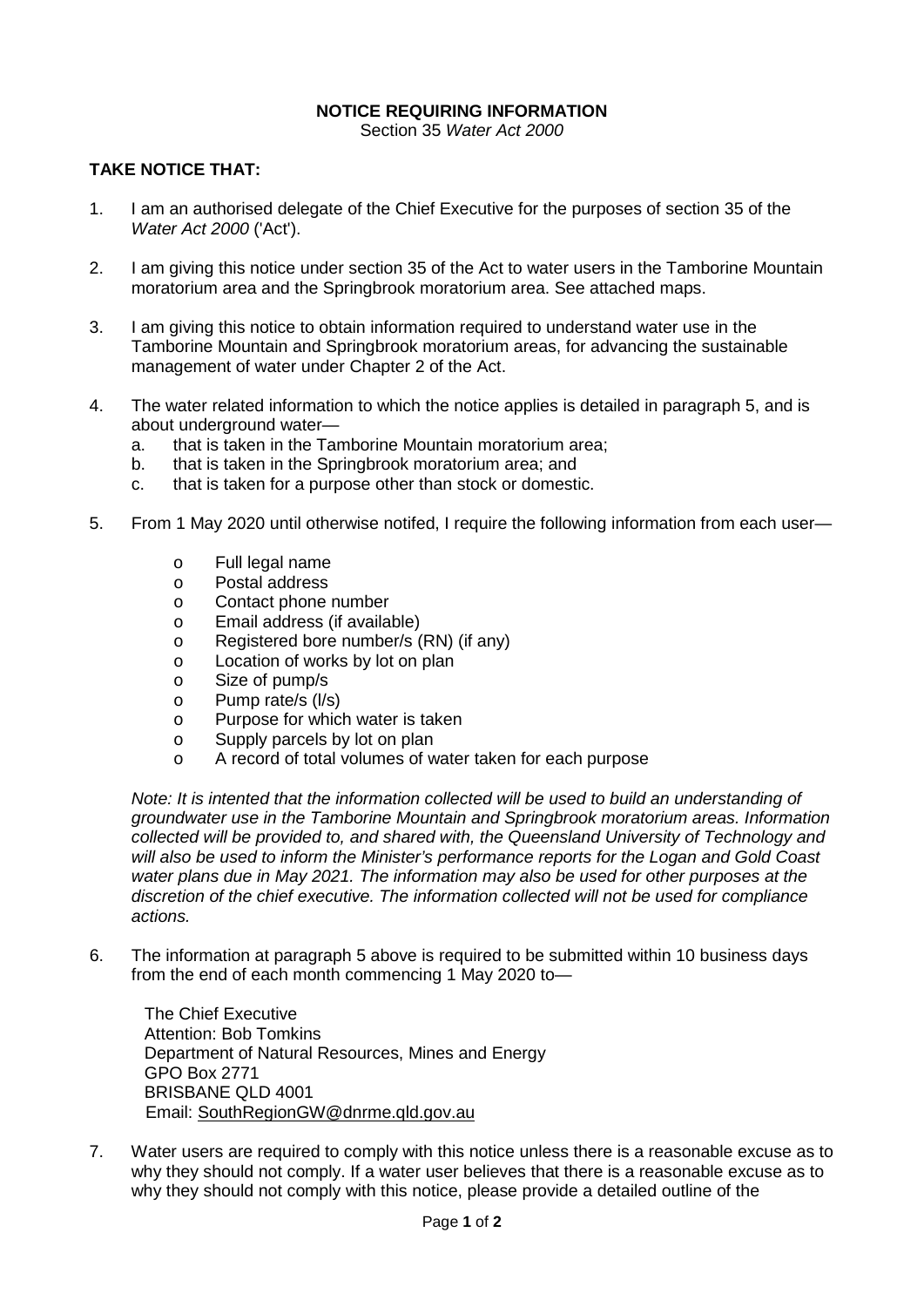**NOTICE REQUIRING INFORMATION**

Section 35 *Water Act 2000*

**TAKE NOTICE THAT:**

1. I am an authorised delegate of the Chief Executive for the purposes of section 35 of the *Water Act 2000* ('Act').

2. I am giving this notice under section 35 of the Act to water users in the Tamborine Mountain moratorium area and the Springbrook moratorium area. See attached maps.

3. I am giving this notice to obtain information required to understand water use in the Tamborine Mountain and Springbrook moratorium areas, for advancing the sustainable management of water under Chapter 2 of the Act.

4. The water related information to which the notice applies is detailed in paragraph 5, and is about underground water—
   a. that is taken in the Tamborine Mountain moratorium area;
   b. that is taken in the Springbrook moratorium area; and
   c. that is taken for a purpose other than stock or domestic.

5. From 1 May 2020 until otherwise notifed, I require the following information from each user—

   - Full legal name
   - Postal address
   - Contact phone number
   - Email address (if available)
   - Registered bore number/s (RN) (if any)
   - Location of works by lot on plan
   - Size of pump/s
   - Pump rate/s (l/s)
   - Purpose for which water is taken
   - Supply parcels by lot on plan
   - A record of total volumes of water taken for each purpose

   *Note: It is intented that the information collected will be used to build an understanding of groundwater use in the Tamborine Mountain and Springbrook moratorium areas. Information collected will be provided to, and shared with, the Queensland University of Technology and will also be used to inform the Minister's performance reports for the Logan and Gold Coast water plans due in May 2021. The information may also be used for other purposes at the discretion of the chief executive. The information collected will not be used for compliance actions.*

6. The information at paragraph 5 above is required to be submitted within 10 business days from the end of each month commencing 1 May 2020 to—

   The Chief Executive
   Attention: Bob Tomkins
   Department of Natural Resources, Mines and Energy
   GPO Box 2771
   BRISBANE QLD 4001
   Email: SouthRegionGW@dnrme.qld.gov.au

7. Water users are required to comply with this notice unless there is a reasonable excuse as to why they should not comply. If a water user believes that there is a reasonable excuse as to why they should not comply with this notice, please provide a detailed outline of the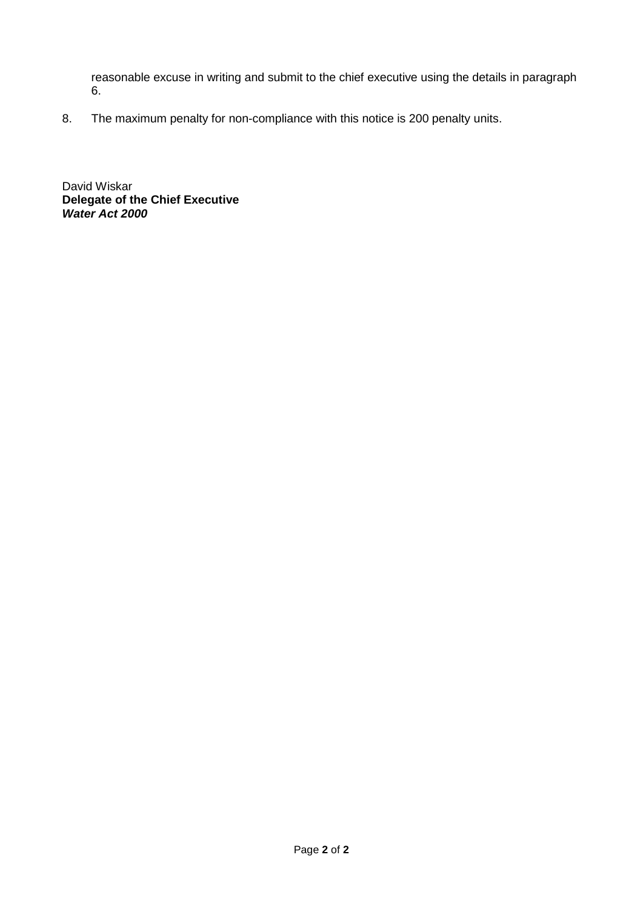reasonable excuse in writing and submit to the chief executive using the details in paragraph 6.

8. The maximum penalty for non-compliance with this notice is 200 penalty units.

David Wiskar
**Delegate of the Chief Executive**
***Water Act 2000***